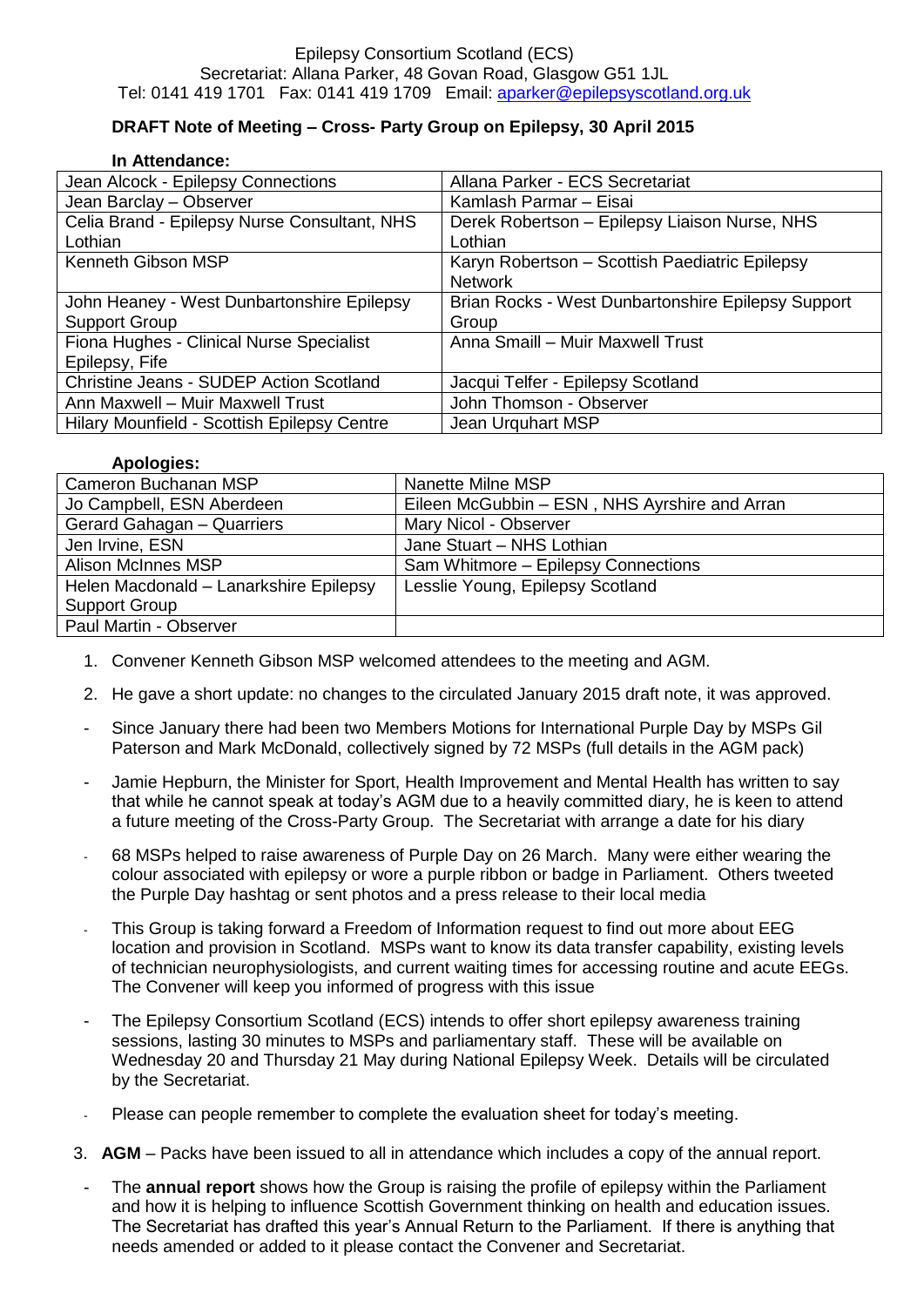Epilepsy Consortium Scotland (ECS)
Secretariat: Allana Parker, 48 Govan Road, Glasgow G51 1JL
Tel: 0141 419 1701 Fax: 0141 419 1709 Email: aparker@epilepsyscotland.org.uk

**DRAFT Note of Meeting – Cross- Party Group on Epilepsy, 30 April 2015**

**In Attendance:**

| | |
|---|---|
| Jean Alcock - Epilepsy Connections | Allana Parker - ECS Secretariat |
| Jean Barclay – Observer | Kamlash Parmar – Eisai |
| Celia Brand - Epilepsy Nurse Consultant, NHS Lothian | Derek Robertson – Epilepsy Liaison Nurse, NHS Lothian |
| Kenneth Gibson MSP | Karyn Robertson – Scottish Paediatric Epilepsy Network |
| John Heaney - West Dunbartonshire Epilepsy Support Group | Brian Rocks - West Dunbartonshire Epilepsy Support Group |
| Fiona Hughes - Clinical Nurse Specialist Epilepsy, Fife | Anna Smaill – Muir Maxwell Trust |
| Christine Jeans - SUDEP Action Scotland | Jacqui Telfer - Epilepsy Scotland |
| Ann Maxwell – Muir Maxwell Trust | John Thomson - Observer |
| Hilary Mounfield - Scottish Epilepsy Centre | Jean Urquhart MSP |

**Apologies:**

| | |
|---|---|
| Cameron Buchanan MSP | Nanette Milne MSP |
| Jo Campbell, ESN Aberdeen | Eileen McGubbin – ESN , NHS Ayrshire and Arran |
| Gerard Gahagan – Quarriers | Mary Nicol - Observer |
| Jen Irvine, ESN | Jane Stuart – NHS Lothian |
| Alison McInnes MSP | Sam Whitmore – Epilepsy Connections |
| Helen Macdonald – Lanarkshire Epilepsy Support Group | Lesslie Young, Epilepsy Scotland |
| Paul Martin - Observer | |

1. Convener Kenneth Gibson MSP welcomed attendees to the meeting and AGM.

2. He gave a short update: no changes to the circulated January 2015 draft note, it was approved.

- Since January there had been two Members Motions for International Purple Day by MSPs Gil Paterson and Mark McDonald, collectively signed by 72 MSPs (full details in the AGM pack)
- Jamie Hepburn, the Minister for Sport, Health Improvement and Mental Health has written to say that while he cannot speak at today's AGM due to a heavily committed diary, he is keen to attend a future meeting of the Cross-Party Group. The Secretariat with arrange a date for his diary
- 68 MSPs helped to raise awareness of Purple Day on 26 March. Many were either wearing the colour associated with epilepsy or wore a purple ribbon or badge in Parliament. Others tweeted the Purple Day hashtag or sent photos and a press release to their local media
- This Group is taking forward a Freedom of Information request to find out more about EEG location and provision in Scotland. MSPs want to know its data transfer capability, existing levels of technician neurophysiologists, and current waiting times for accessing routine and acute EEGs. The Convener will keep you informed of progress with this issue
- The Epilepsy Consortium Scotland (ECS) intends to offer short epilepsy awareness training sessions, lasting 30 minutes to MSPs and parliamentary staff. These will be available on Wednesday 20 and Thursday 21 May during National Epilepsy Week. Details will be circulated by the Secretariat.
- Please can people remember to complete the evaluation sheet for today's meeting.

3. **AGM** – Packs have been issued to all in attendance which includes a copy of the annual report.

- The **annual report** shows how the Group is raising the profile of epilepsy within the Parliament and how it is helping to influence Scottish Government thinking on health and education issues. The Secretariat has drafted this year's Annual Return to the Parliament. If there is anything that needs amended or added to it please contact the Convener and Secretariat.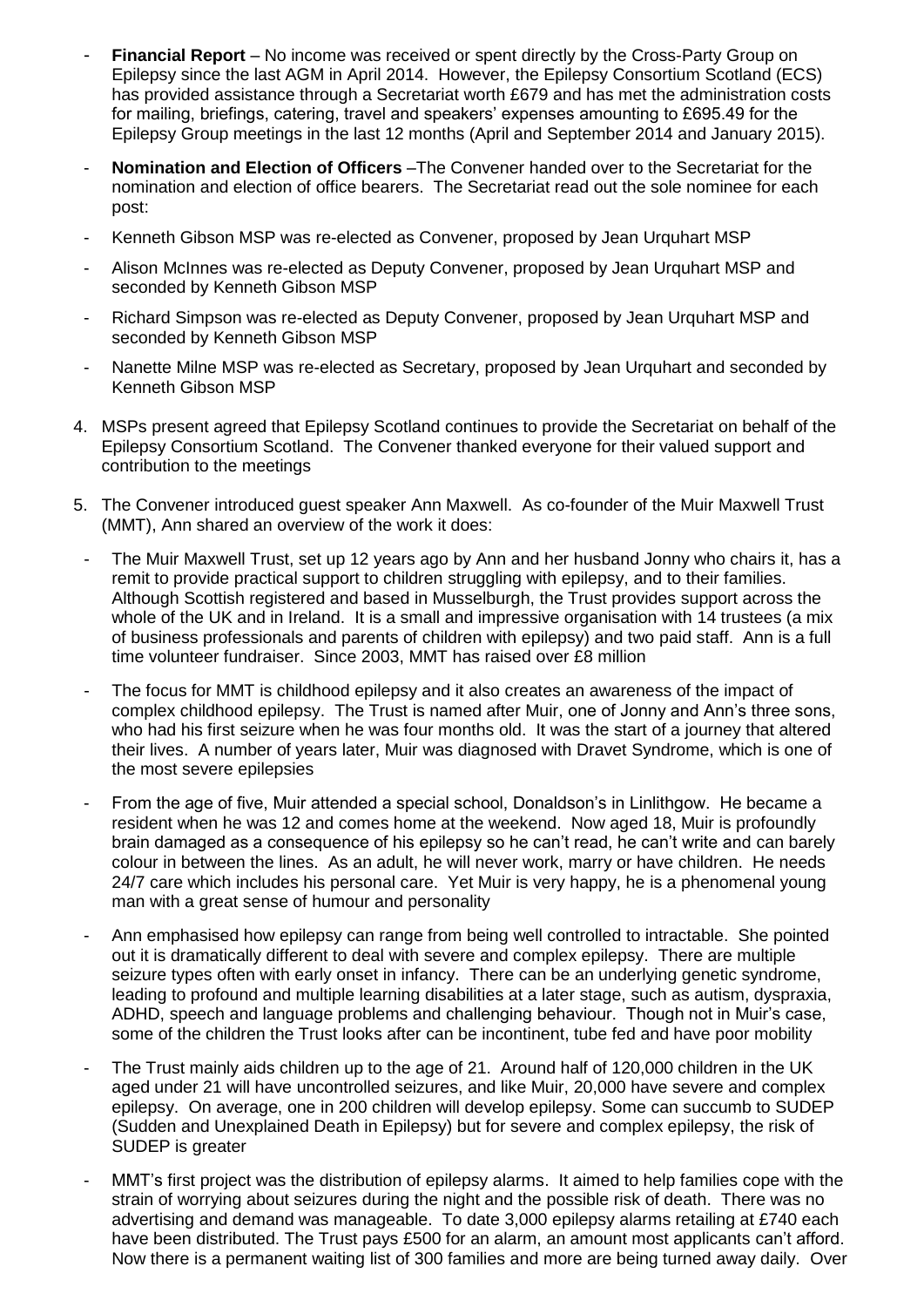- **Financial Report** – No income was received or spent directly by the Cross-Party Group on Epilepsy since the last AGM in April 2014. However, the Epilepsy Consortium Scotland (ECS) has provided assistance through a Secretariat worth £679 and has met the administration costs for mailing, briefings, catering, travel and speakers' expenses amounting to £695.49 for the Epilepsy Group meetings in the last 12 months (April and September 2014 and January 2015).
- **Nomination and Election of Officers** –The Convener handed over to the Secretariat for the nomination and election of office bearers. The Secretariat read out the sole nominee for each post:
- Kenneth Gibson MSP was re-elected as Convener, proposed by Jean Urquhart MSP
- Alison McInnes was re-elected as Deputy Convener, proposed by Jean Urquhart MSP and seconded by Kenneth Gibson MSP
- Richard Simpson was re-elected as Deputy Convener, proposed by Jean Urquhart MSP and seconded by Kenneth Gibson MSP
- Nanette Milne MSP was re-elected as Secretary, proposed by Jean Urquhart and seconded by Kenneth Gibson MSP

4. MSPs present agreed that Epilepsy Scotland continues to provide the Secretariat on behalf of the Epilepsy Consortium Scotland. The Convener thanked everyone for their valued support and contribution to the meetings

5. The Convener introduced guest speaker Ann Maxwell. As co-founder of the Muir Maxwell Trust (MMT), Ann shared an overview of the work it does:

- The Muir Maxwell Trust, set up 12 years ago by Ann and her husband Jonny who chairs it, has a remit to provide practical support to children struggling with epilepsy, and to their families. Although Scottish registered and based in Musselburgh, the Trust provides support across the whole of the UK and in Ireland. It is a small and impressive organisation with 14 trustees (a mix of business professionals and parents of children with epilepsy) and two paid staff. Ann is a full time volunteer fundraiser. Since 2003, MMT has raised over £8 million
- The focus for MMT is childhood epilepsy and it also creates an awareness of the impact of complex childhood epilepsy. The Trust is named after Muir, one of Jonny and Ann's three sons, who had his first seizure when he was four months old. It was the start of a journey that altered their lives. A number of years later, Muir was diagnosed with Dravet Syndrome, which is one of the most severe epilepsies
- From the age of five, Muir attended a special school, Donaldson's in Linlithgow. He became a resident when he was 12 and comes home at the weekend. Now aged 18, Muir is profoundly brain damaged as a consequence of his epilepsy so he can't read, he can't write and can barely colour in between the lines. As an adult, he will never work, marry or have children. He needs 24/7 care which includes his personal care. Yet Muir is very happy, he is a phenomenal young man with a great sense of humour and personality
- Ann emphasised how epilepsy can range from being well controlled to intractable. She pointed out it is dramatically different to deal with severe and complex epilepsy. There are multiple seizure types often with early onset in infancy. There can be an underlying genetic syndrome, leading to profound and multiple learning disabilities at a later stage, such as autism, dyspraxia, ADHD, speech and language problems and challenging behaviour. Though not in Muir's case, some of the children the Trust looks after can be incontinent, tube fed and have poor mobility
- The Trust mainly aids children up to the age of 21. Around half of 120,000 children in the UK aged under 21 will have uncontrolled seizures, and like Muir, 20,000 have severe and complex epilepsy. On average, one in 200 children will develop epilepsy. Some can succumb to SUDEP (Sudden and Unexplained Death in Epilepsy) but for severe and complex epilepsy, the risk of SUDEP is greater
- MMT's first project was the distribution of epilepsy alarms. It aimed to help families cope with the strain of worrying about seizures during the night and the possible risk of death. There was no advertising and demand was manageable. To date 3,000 epilepsy alarms retailing at £740 each have been distributed. The Trust pays £500 for an alarm, an amount most applicants can't afford. Now there is a permanent waiting list of 300 families and more are being turned away daily. Over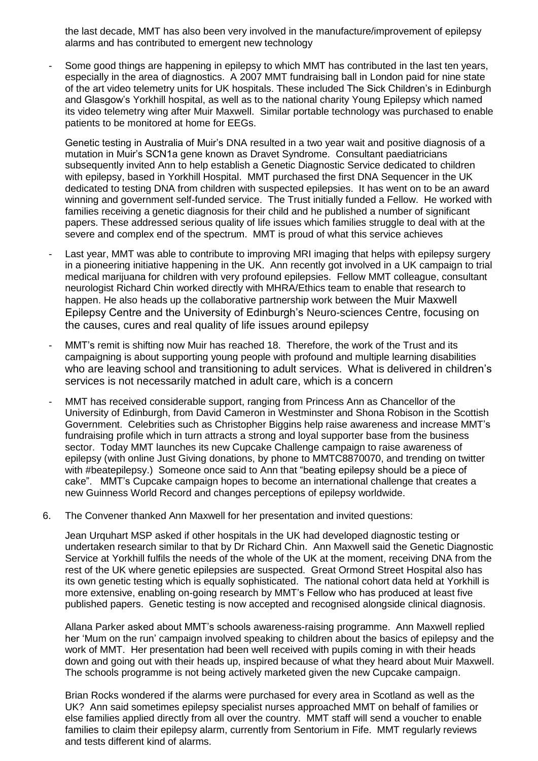the last decade, MMT has also been very involved in the manufacture/improvement of epilepsy alarms and has contributed to emergent new technology

- Some good things are happening in epilepsy to which MMT has contributed in the last ten years, especially in the area of diagnostics. A 2007 MMT fundraising ball in London paid for nine state of the art video telemetry units for UK hospitals. These included The Sick Children's in Edinburgh and Glasgow's Yorkhill hospital, as well as to the national charity Young Epilepsy which named its video telemetry wing after Muir Maxwell. Similar portable technology was purchased to enable patients to be monitored at home for EEGs.

  Genetic testing in Australia of Muir's DNA resulted in a two year wait and positive diagnosis of a mutation in Muir's SCN1a gene known as Dravet Syndrome. Consultant paediatricians subsequently invited Ann to help establish a Genetic Diagnostic Service dedicated to children with epilepsy, based in Yorkhill Hospital. MMT purchased the first DNA Sequencer in the UK dedicated to testing DNA from children with suspected epilepsies. It has went on to be an award winning and government self-funded service. The Trust initially funded a Fellow. He worked with families receiving a genetic diagnosis for their child and he published a number of significant papers. These addressed serious quality of life issues which families struggle to deal with at the severe and complex end of the spectrum. MMT is proud of what this service achieves

- Last year, MMT was able to contribute to improving MRI imaging that helps with epilepsy surgery in a pioneering initiative happening in the UK. Ann recently got involved in a UK campaign to trial medical marijuana for children with very profound epilepsies. Fellow MMT colleague, consultant neurologist Richard Chin worked directly with MHRA/Ethics team to enable that research to happen. He also heads up the collaborative partnership work between the Muir Maxwell Epilepsy Centre and the University of Edinburgh's Neuro-sciences Centre, focusing on the causes, cures and real quality of life issues around epilepsy

- MMT's remit is shifting now Muir has reached 18. Therefore, the work of the Trust and its campaigning is about supporting young people with profound and multiple learning disabilities who are leaving school and transitioning to adult services. What is delivered in children's services is not necessarily matched in adult care, which is a concern

- MMT has received considerable support, ranging from Princess Ann as Chancellor of the University of Edinburgh, from David Cameron in Westminster and Shona Robison in the Scottish Government. Celebrities such as Christopher Biggins help raise awareness and increase MMT's fundraising profile which in turn attracts a strong and loyal supporter base from the business sector. Today MMT launches its new Cupcake Challenge campaign to raise awareness of epilepsy (with online Just Giving donations, by phone to MMTC8870070, and trending on twitter with #beatepilepsy.) Someone once said to Ann that "beating epilepsy should be a piece of cake". MMT's Cupcake campaign hopes to become an international challenge that creates a new Guinness World Record and changes perceptions of epilepsy worldwide.

6. The Convener thanked Ann Maxwell for her presentation and invited questions:

   Jean Urquhart MSP asked if other hospitals in the UK had developed diagnostic testing or undertaken research similar to that by Dr Richard Chin. Ann Maxwell said the Genetic Diagnostic Service at Yorkhill fulfils the needs of the whole of the UK at the moment, receiving DNA from the rest of the UK where genetic epilepsies are suspected. Great Ormond Street Hospital also has its own genetic testing which is equally sophisticated. The national cohort data held at Yorkhill is more extensive, enabling on-going research by MMT's Fellow who has produced at least five published papers. Genetic testing is now accepted and recognised alongside clinical diagnosis.

   Allana Parker asked about MMT's schools awareness-raising programme. Ann Maxwell replied her 'Mum on the run' campaign involved speaking to children about the basics of epilepsy and the work of MMT. Her presentation had been well received with pupils coming in with their heads down and going out with their heads up, inspired because of what they heard about Muir Maxwell. The schools programme is not being actively marketed given the new Cupcake campaign.

   Brian Rocks wondered if the alarms were purchased for every area in Scotland as well as the UK? Ann said sometimes epilepsy specialist nurses approached MMT on behalf of families or else families applied directly from all over the country. MMT staff will send a voucher to enable families to claim their epilepsy alarm, currently from Sentorium in Fife. MMT regularly reviews and tests different kind of alarms.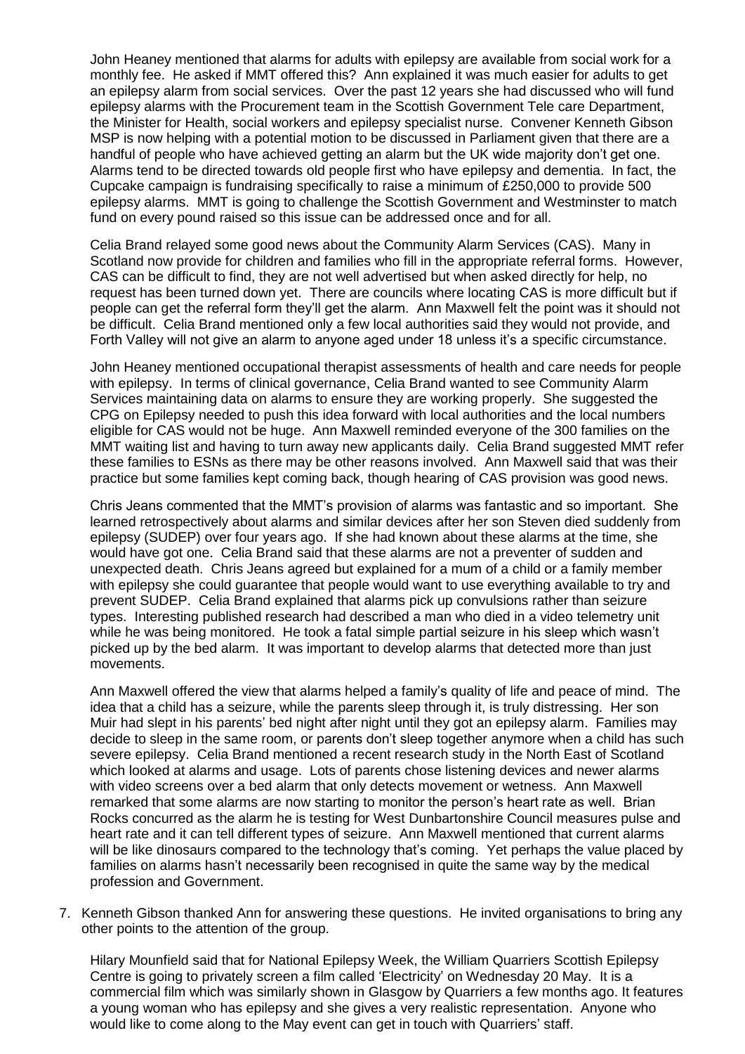John Heaney mentioned that alarms for adults with epilepsy are available from social work for a monthly fee. He asked if MMT offered this? Ann explained it was much easier for adults to get an epilepsy alarm from social services. Over the past 12 years she had discussed who will fund epilepsy alarms with the Procurement team in the Scottish Government Tele care Department, the Minister for Health, social workers and epilepsy specialist nurse. Convener Kenneth Gibson MSP is now helping with a potential motion to be discussed in Parliament given that there are a handful of people who have achieved getting an alarm but the UK wide majority don't get one. Alarms tend to be directed towards old people first who have epilepsy and dementia. In fact, the Cupcake campaign is fundraising specifically to raise a minimum of £250,000 to provide 500 epilepsy alarms. MMT is going to challenge the Scottish Government and Westminster to match fund on every pound raised so this issue can be addressed once and for all.

Celia Brand relayed some good news about the Community Alarm Services (CAS). Many in Scotland now provide for children and families who fill in the appropriate referral forms. However, CAS can be difficult to find, they are not well advertised but when asked directly for help, no request has been turned down yet. There are councils where locating CAS is more difficult but if people can get the referral form they'll get the alarm. Ann Maxwell felt the point was it should not be difficult. Celia Brand mentioned only a few local authorities said they would not provide, and Forth Valley will not give an alarm to anyone aged under 18 unless it's a specific circumstance.

John Heaney mentioned occupational therapist assessments of health and care needs for people with epilepsy. In terms of clinical governance, Celia Brand wanted to see Community Alarm Services maintaining data on alarms to ensure they are working properly. She suggested the CPG on Epilepsy needed to push this idea forward with local authorities and the local numbers eligible for CAS would not be huge. Ann Maxwell reminded everyone of the 300 families on the MMT waiting list and having to turn away new applicants daily. Celia Brand suggested MMT refer these families to ESNs as there may be other reasons involved. Ann Maxwell said that was their practice but some families kept coming back, though hearing of CAS provision was good news.

Chris Jeans commented that the MMT's provision of alarms was fantastic and so important. She learned retrospectively about alarms and similar devices after her son Steven died suddenly from epilepsy (SUDEP) over four years ago. If she had known about these alarms at the time, she would have got one. Celia Brand said that these alarms are not a preventer of sudden and unexpected death. Chris Jeans agreed but explained for a mum of a child or a family member with epilepsy she could guarantee that people would want to use everything available to try and prevent SUDEP. Celia Brand explained that alarms pick up convulsions rather than seizure types. Interesting published research had described a man who died in a video telemetry unit while he was being monitored. He took a fatal simple partial seizure in his sleep which wasn't picked up by the bed alarm. It was important to develop alarms that detected more than just movements.

Ann Maxwell offered the view that alarms helped a family's quality of life and peace of mind. The idea that a child has a seizure, while the parents sleep through it, is truly distressing. Her son Muir had slept in his parents' bed night after night until they got an epilepsy alarm. Families may decide to sleep in the same room, or parents don't sleep together anymore when a child has such severe epilepsy. Celia Brand mentioned a recent research study in the North East of Scotland which looked at alarms and usage. Lots of parents chose listening devices and newer alarms with video screens over a bed alarm that only detects movement or wetness. Ann Maxwell remarked that some alarms are now starting to monitor the person's heart rate as well. Brian Rocks concurred as the alarm he is testing for West Dunbartonshire Council measures pulse and heart rate and it can tell different types of seizure. Ann Maxwell mentioned that current alarms will be like dinosaurs compared to the technology that's coming. Yet perhaps the value placed by families on alarms hasn't necessarily been recognised in quite the same way by the medical profession and Government.

7. Kenneth Gibson thanked Ann for answering these questions. He invited organisations to bring any other points to the attention of the group.

   Hilary Mounfield said that for National Epilepsy Week, the William Quarriers Scottish Epilepsy Centre is going to privately screen a film called 'Electricity' on Wednesday 20 May. It is a commercial film which was similarly shown in Glasgow by Quarriers a few months ago. It features a young woman who has epilepsy and she gives a very realistic representation. Anyone who would like to come along to the May event can get in touch with Quarriers' staff.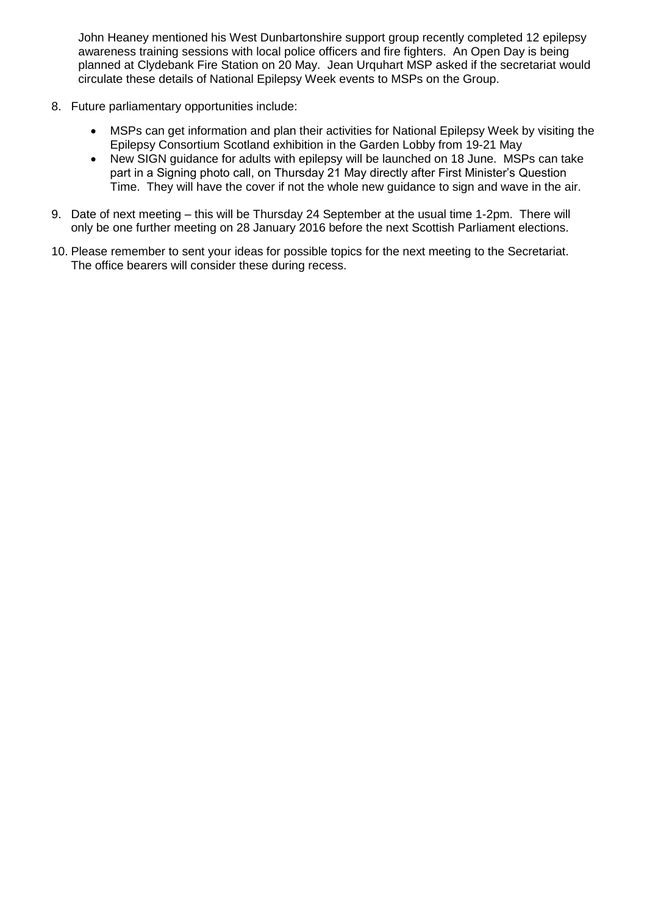John Heaney mentioned his West Dunbartonshire support group recently completed 12 epilepsy awareness training sessions with local police officers and fire fighters. An Open Day is being planned at Clydebank Fire Station on 20 May. Jean Urquhart MSP asked if the secretariat would circulate these details of National Epilepsy Week events to MSPs on the Group.

8. Future parliamentary opportunities include:

   - MSPs can get information and plan their activities for National Epilepsy Week by visiting the Epilepsy Consortium Scotland exhibition in the Garden Lobby from 19-21 May
   - New SIGN guidance for adults with epilepsy will be launched on 18 June. MSPs can take part in a Signing photo call, on Thursday 21 May directly after First Minister's Question Time. They will have the cover if not the whole new guidance to sign and wave in the air.

9. Date of next meeting – this will be Thursday 24 September at the usual time 1-2pm. There will only be one further meeting on 28 January 2016 before the next Scottish Parliament elections.

10. Please remember to sent your ideas for possible topics for the next meeting to the Secretariat. The office bearers will consider these during recess.